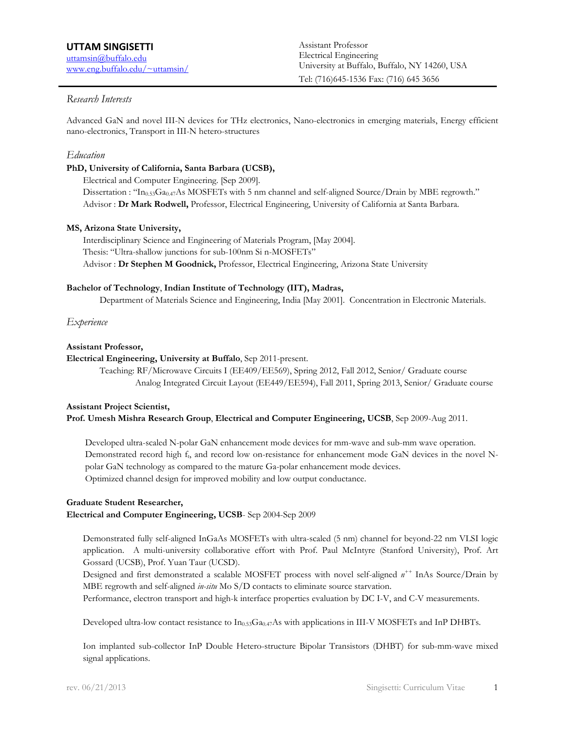# UTTAM SINGISETTI

uttamsin@buffalo.edu
www.eng.buffalo.edu/~uttamsin/

Assistant Professor
Electrical Engineering
University at Buffalo, Buffalo, NY 14260, USA
Tel: (716)645-1536 Fax: (716) 645 3656

## *Research Interests*

Advanced GaN and novel III-N devices for THz electronics, Nano-electronics in emerging materials, Energy efficient nano-electronics, Transport in III-N hetero-structures

## *Education*

**PhD, University of California, Santa Barbara (UCSB),**

Electrical and Computer Engineering. [Sep 2009].
Dissertation : "$In_{0.53}Ga_{0.47}As$ MOSFETs with 5 nm channel and self-aligned Source/Drain by MBE regrowth."
Advisor : **Dr Mark Rodwell,** Professor, Electrical Engineering, University of California at Santa Barbara.

**MS, Arizona State University,**

Interdisciplinary Science and Engineering of Materials Program, [May 2004].
Thesis: "Ultra-shallow junctions for sub-100nm Si n-MOSFETs"
Advisor : **Dr Stephen M Goodnick,** Professor, Electrical Engineering, Arizona State University

**Bachelor of Technology**, **Indian Institute of Technology (IIT), Madras,**

Department of Materials Science and Engineering, India [May 2001]. Concentration in Electronic Materials.

## *Experience*

**Assistant Professor,**
**Electrical Engineering, University at Buffalo**, Sep 2011-present.

Teaching: RF/Microwave Circuits I (EE409/EE569), Spring 2012, Fall 2012, Senior/ Graduate course
Analog Integrated Circuit Layout (EE449/EE594), Fall 2011, Spring 2013, Senior/ Graduate course

**Assistant Project Scientist,**
**Prof. Umesh Mishra Research Group**, **Electrical and Computer Engineering, UCSB**, Sep 2009-Aug 2011.

Developed ultra-scaled N-polar GaN enhancement mode devices for mm-wave and sub-mm wave operation.
Demonstrated record high $f_t$, and record low on-resistance for enhancement mode GaN devices in the novel N-polar GaN technology as compared to the mature Ga-polar enhancement mode devices.
Optimized channel design for improved mobility and low output conductance.

**Graduate Student Researcher,**
**Electrical and Computer Engineering, UCSB**- Sep 2004-Sep 2009

Demonstrated fully self-aligned InGaAs MOSFETs with ultra-scaled (5 nm) channel for beyond-22 nm VLSI logic application. A multi-university collaborative effort with Prof. Paul McIntyre (Stanford University), Prof. Art Gossard (UCSB), Prof. Yuan Taur (UCSD).
Designed and first demonstrated a scalable MOSFET process with novel self-aligned $n^{++}$ InAs Source/Drain by MBE regrowth and self-aligned *in-situ* Mo S/D contacts to eliminate source starvation.
Performance, electron transport and high-k interface properties evaluation by DC I-V, and C-V measurements.

Developed ultra-low contact resistance to $In_{0.53}Ga_{0.47}As$ with applications in III-V MOSFETs and InP DHBTs.

Ion implanted sub-collector InP Double Hetero-structure Bipolar Transistors (DHBT) for sub-mm-wave mixed signal applications.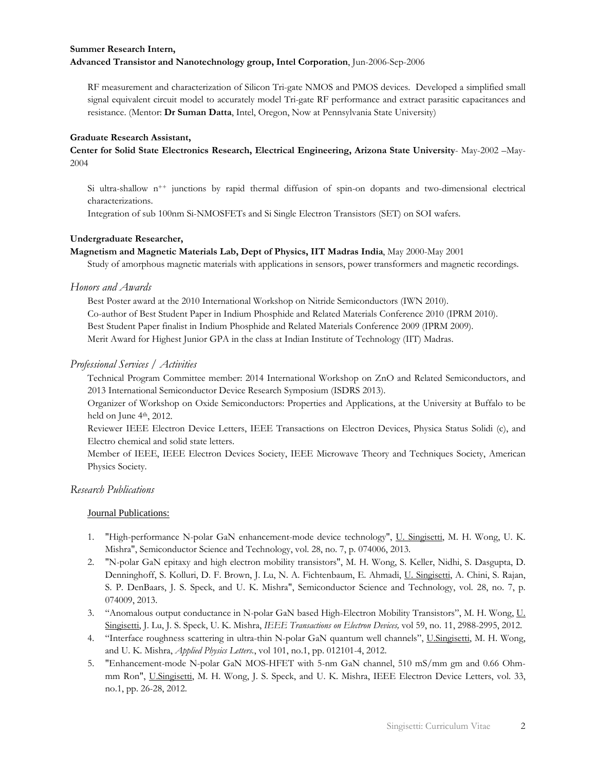**Summer Research Intern,**
**Advanced Transistor and Nanotechnology group, Intel Corporation**, Jun-2006-Sep-2006

RF measurement and characterization of Silicon Tri-gate NMOS and PMOS devices. Developed a simplified small signal equivalent circuit model to accurately model Tri-gate RF performance and extract parasitic capacitances and resistance. (Mentor: **Dr Suman Datta**, Intel, Oregon, Now at Pennsylvania State University)

**Graduate Research Assistant,**
**Center for Solid State Electronics Research, Electrical Engineering, Arizona State University**- May-2002 –May-2004

Si ultra-shallow $n^{++}$ junctions by rapid thermal diffusion of spin-on dopants and two-dimensional electrical characterizations.
Integration of sub 100nm Si-NMOSFETs and Si Single Electron Transistors (SET) on SOI wafers.

**Undergraduate Researcher,**
**Magnetism and Magnetic Materials Lab, Dept of Physics, IIT Madras India**, May 2000-May 2001

Study of amorphous magnetic materials with applications in sensors, power transformers and magnetic recordings.

## *Honors and Awards*

Best Poster award at the 2010 International Workshop on Nitride Semiconductors (IWN 2010).
Co-author of Best Student Paper in Indium Phosphide and Related Materials Conference 2010 (IPRM 2010).
Best Student Paper finalist in Indium Phosphide and Related Materials Conference 2009 (IPRM 2009).
Merit Award for Highest Junior GPA in the class at Indian Institute of Technology (IIT) Madras.

## *Professional Services / Activities*

Technical Program Committee member: 2014 International Workshop on ZnO and Related Semiconductors, and 2013 International Semiconductor Device Research Symposium (ISDRS 2013).
Organizer of Workshop on Oxide Semiconductors: Properties and Applications, at the University at Buffalo to be held on June 4th, 2012.
Reviewer IEEE Electron Device Letters, IEEE Transactions on Electron Devices, Physica Status Solidi (c), and Electro chemical and solid state letters.
Member of IEEE, IEEE Electron Devices Society, IEEE Microwave Theory and Techniques Society, American Physics Society.

## *Research Publications*

### Journal Publications:

1. "High-performance N-polar GaN enhancement-mode device technology", U. Singisetti, M. H. Wong, U. K. Mishra", Semiconductor Science and Technology, vol. 28, no. 7, p. 074006, 2013.
2. "N-polar GaN epitaxy and high electron mobility transistors", M. H. Wong, S. Keller, Nidhi, S. Dasgupta, D. Denninghoff, S. Kolluri, D. F. Brown, J. Lu, N. A. Fichtenbaum, E. Ahmadi, U. Singisetti, A. Chini, S. Rajan, S. P. DenBaars, J. S. Speck, and U. K. Mishra", Semiconductor Science and Technology, vol. 28, no. 7, p. 074009, 2013.
3. "Anomalous output conductance in N-polar GaN based High-Electron Mobility Transistors", M. H. Wong, U. Singisetti, J. Lu, J. S. Speck, U. K. Mishra, *IEEE Transactions on Electron Devices,* vol 59, no. 11, 2988-2995, 2012.
4. "Interface roughness scattering in ultra-thin N-polar GaN quantum well channels", U.Singisetti, M. H. Wong, and U. K. Mishra, *Applied Physics Letters*., vol 101, no.1, pp. 012101-4, 2012.
5. "Enhancement-mode N-polar GaN MOS-HFET with 5-nm GaN channel, 510 mS/mm gm and 0.66 Ohm-mm Ron", U.Singisetti, M. H. Wong, J. S. Speck, and U. K. Mishra, IEEE Electron Device Letters, vol. 33, no.1, pp. 26-28, 2012.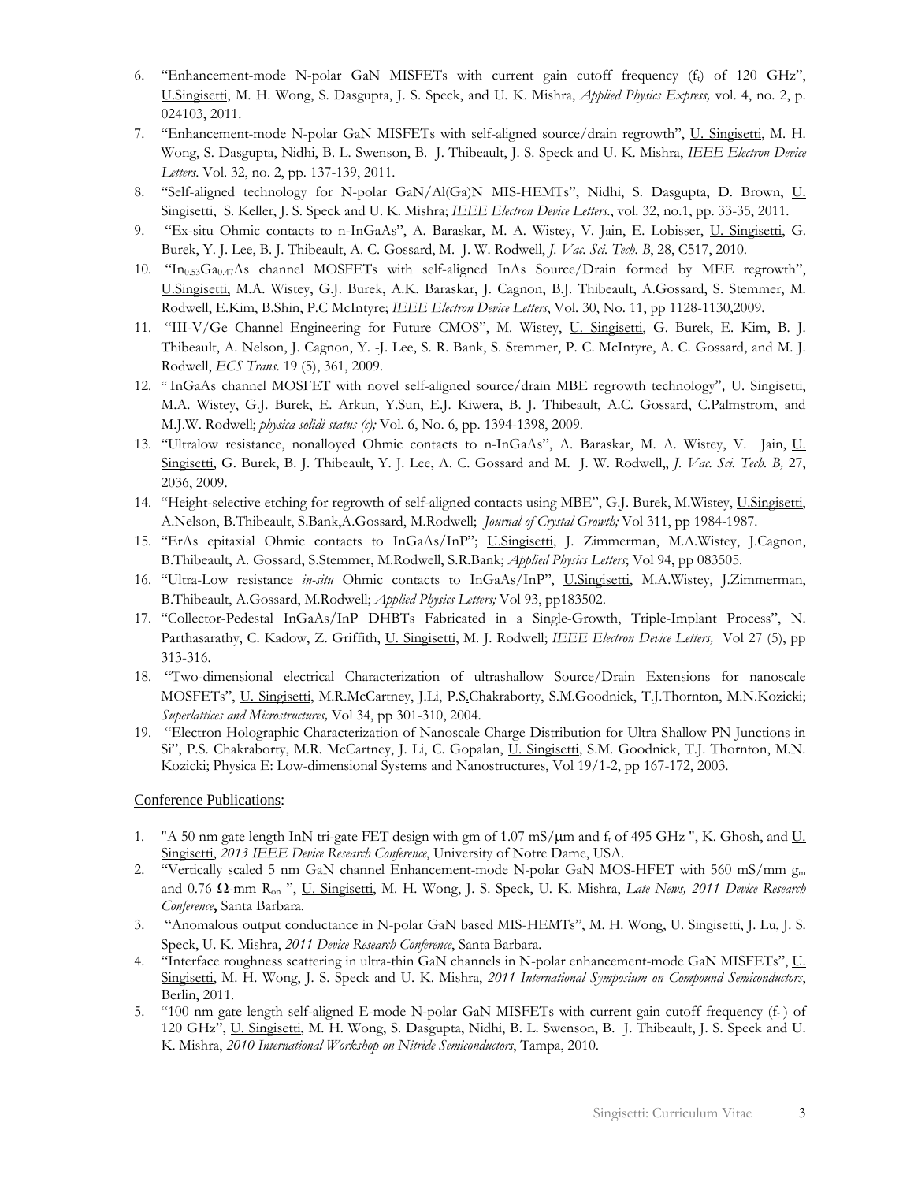6. "Enhancement-mode N-polar GaN MISFETs with current gain cutoff frequency ($f_t$) of 120 GHz", U.Singisetti, M. H. Wong, S. Dasgupta, J. S. Speck, and U. K. Mishra, *Applied Physics Express,* vol. 4, no. 2, p. 024103, 2011.
7. "Enhancement-mode N-polar GaN MISFETs with self-aligned source/drain regrowth", U. Singisetti, M. H. Wong, S. Dasgupta, Nidhi, B. L. Swenson, B. J. Thibeault, J. S. Speck and U. K. Mishra, *IEEE Electron Device Letters*. Vol. 32, no. 2, pp. 137-139, 2011.
8. "Self-aligned technology for N-polar GaN/Al(Ga)N MIS-HEMTs", Nidhi, S. Dasgupta, D. Brown, U. Singisetti, S. Keller, J. S. Speck and U. K. Mishra; *IEEE Electron Device Letters.*, vol. 32, no.1, pp. 33-35, 2011.
9. "Ex-situ Ohmic contacts to n-InGaAs", A. Baraskar, M. A. Wistey, V. Jain, E. Lobisser, U. Singisetti, G. Burek, Y. J. Lee, B. J. Thibeault, A. C. Gossard, M. J. W. Rodwell, *J. Vac. Sci. Tech. B*, 28, C517, 2010.
10. "$In_{0.53}Ga_{0.47}As$ channel MOSFETs with self-aligned InAs Source/Drain formed by MEE regrowth", U.Singisetti, M.A. Wistey, G.J. Burek, A.K. Baraskar, J. Cagnon, B.J. Thibeault, A.Gossard, S. Stemmer, M. Rodwell, E.Kim, B.Shin, P.C McIntyre; *IEEE Electron Device Letters*, Vol. 30, No. 11, pp 1128-1130,2009.
11. "III-V/Ge Channel Engineering for Future CMOS", M. Wistey, U. Singisetti, G. Burek, E. Kim, B. J. Thibeault, A. Nelson, J. Cagnon, Y. -J. Lee, S. R. Bank, S. Stemmer, P. C. McIntyre, A. C. Gossard, and M. J. Rodwell, *ECS Trans*. 19 (5), 361, 2009.
12. " InGaAs channel MOSFET with novel self-aligned source/drain MBE regrowth technology", U. Singisetti, M.A. Wistey, G.J. Burek, E. Arkun, Y.Sun, E.J. Kiwera, B. J. Thibeault, A.C. Gossard, C.Palmstrom, and M.J.W. Rodwell; *physica solidi status (c);* Vol. 6, No. 6, pp. 1394-1398, 2009.
13. "Ultralow resistance, nonalloyed Ohmic contacts to n-InGaAs", A. Baraskar, M. A. Wistey, V. Jain, U. Singisetti, G. Burek, B. J. Thibeault, Y. J. Lee, A. C. Gossard and M. J. W. Rodwell,, *J. Vac. Sci. Tech. B,* 27, 2036, 2009.
14. "Height-selective etching for regrowth of self-aligned contacts using MBE", G.J. Burek, M.Wistey, U.Singisetti, A.Nelson, B.Thibeault, S.Bank,A.Gossard, M.Rodwell; *Journal of Crystal Growth;* Vol 311, pp 1984-1987.
15. "ErAs epitaxial Ohmic contacts to InGaAs/InP"; U.Singisetti, J. Zimmerman, M.A.Wistey, J.Cagnon, B.Thibeault, A. Gossard, S.Stemmer, M.Rodwell, S.R.Bank; *Applied Physics Letters*; Vol 94, pp 083505.
16. "Ultra-Low resistance *in-situ* Ohmic contacts to InGaAs/InP", U.Singisetti, M.A.Wistey, J.Zimmerman, B.Thibeault, A.Gossard, M.Rodwell; *Applied Physics Letters;* Vol 93, pp183502.
17. "Collector-Pedestal InGaAs/InP DHBTs Fabricated in a Single-Growth, Triple-Implant Process", N. Parthasarathy, C. Kadow, Z. Griffith, U. Singisetti, M. J. Rodwell; *IEEE Electron Device Letters,* Vol 27 (5), pp 313-316.
18. "Two-dimensional electrical Characterization of ultrashallow Source/Drain Extensions for nanoscale MOSFETs", U. Singisetti, M.R.McCartney, J.Li, P.S.Chakraborty, S.M.Goodnick, T.J.Thornton, M.N.Kozicki; *Superlattices and Microstructures,* Vol 34, pp 301-310, 2004.
19. "Electron Holographic Characterization of Nanoscale Charge Distribution for Ultra Shallow PN Junctions in Si", P.S. Chakraborty, M.R. McCartney, J. Li, C. Gopalan, U. Singisetti, S.M. Goodnick, T.J. Thornton, M.N. Kozicki; Physica E: Low-dimensional Systems and Nanostructures, Vol 19/1-2, pp 167-172, 2003.

## Conference Publications:

1. "A 50 nm gate length InN tri-gate FET design with gm of 1.07 mS/μm and $f_t$ of 495 GHz ", K. Ghosh, and U. Singisetti, *2013 IEEE Device Research Conference*, University of Notre Dame, USA.
2. "Vertically scaled 5 nm GaN channel Enhancement-mode N-polar GaN MOS-HFET with 560 mS/mm $g_m$ and 0.76 Ω-mm $R_{on}$ ", U. Singisetti, M. H. Wong, J. S. Speck, U. K. Mishra, *Late News, 2011 Device Research Conference*, Santa Barbara.
3. "Anomalous output conductance in N-polar GaN based MIS-HEMTs", M. H. Wong, U. Singisetti, J. Lu, J. S. Speck, U. K. Mishra, *2011 Device Research Conference*, Santa Barbara.
4. "Interface roughness scattering in ultra-thin GaN channels in N-polar enhancement-mode GaN MISFETs", U. Singisetti, M. H. Wong, J. S. Speck and U. K. Mishra, *2011 International Symposium on Compound Semiconductors*, Berlin, 2011.
5. "100 nm gate length self-aligned E-mode N-polar GaN MISFETs with current gain cutoff frequency ($f_t$ ) of 120 GHz", U. Singisetti, M. H. Wong, S. Dasgupta, Nidhi, B. L. Swenson, B. J. Thibeault, J. S. Speck and U. K. Mishra, *2010 International Workshop on Nitride Semiconductors*, Tampa, 2010.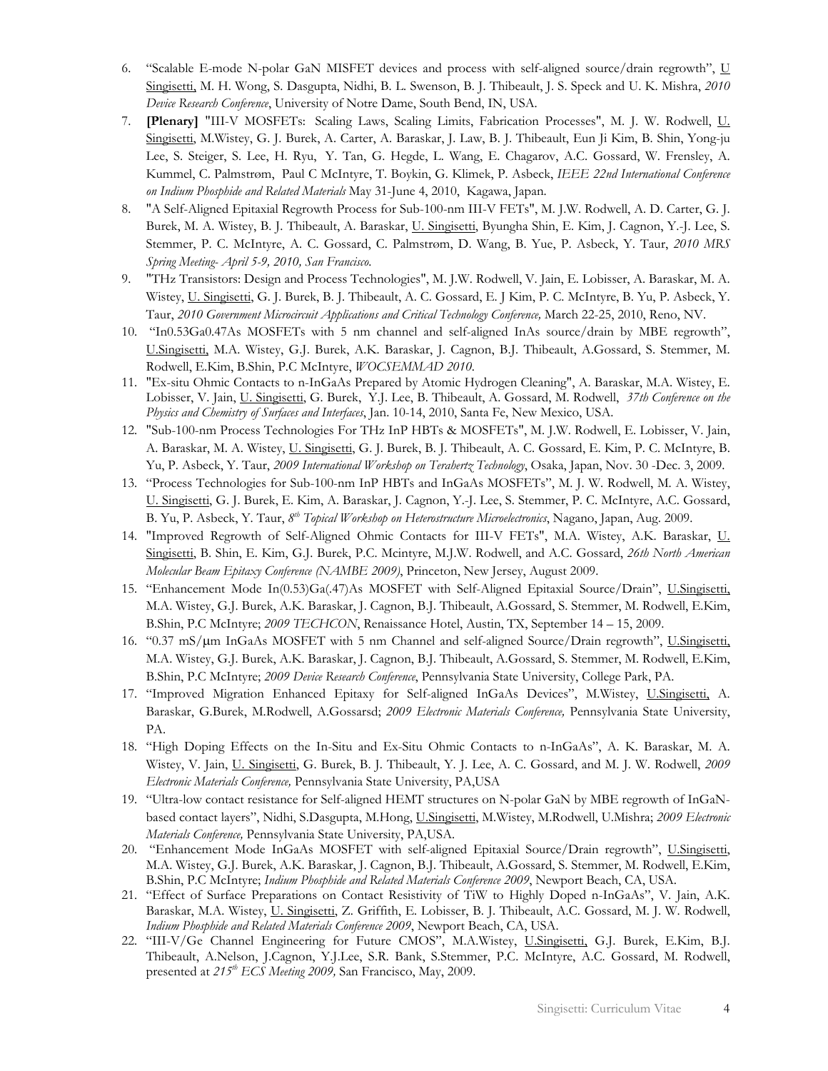6. "Scalable E-mode N-polar GaN MISFET devices and process with self-aligned source/drain regrowth", U Singisetti, M. H. Wong, S. Dasgupta, Nidhi, B. L. Swenson, B. J. Thibeault, J. S. Speck and U. K. Mishra, *2010 Device Research Conference*, University of Notre Dame, South Bend, IN, USA.
7. **[Plenary]** "III-V MOSFETs: Scaling Laws, Scaling Limits, Fabrication Processes", M. J. W. Rodwell, U. Singisetti, M.Wistey, G. J. Burek, A. Carter, A. Baraskar, J. Law, B. J. Thibeault, Eun Ji Kim, B. Shin, Yong-ju Lee, S. Steiger, S. Lee, H. Ryu, Y. Tan, G. Hegde, L. Wang, E. Chagarov, A.C. Gossard, W. Frensley, A. Kummel, C. Palmstrøm, Paul C McIntyre, T. Boykin, G. Klimek, P. Asbeck, *IEEE 22nd International Conference on Indium Phosphide and Related Materials* May 31-June 4, 2010, Kagawa, Japan.
8. "A Self-Aligned Epitaxial Regrowth Process for Sub-100-nm III-V FETs", M. J.W. Rodwell, A. D. Carter, G. J. Burek, M. A. Wistey, B. J. Thibeault, A. Baraskar, U. Singisetti, Byungha Shin, E. Kim, J. Cagnon, Y.-J. Lee, S. Stemmer, P. C. McIntyre, A. C. Gossard, C. Palmstrøm, D. Wang, B. Yue, P. Asbeck, Y. Taur, *2010 MRS Spring Meeting- April 5-9, 2010, San Francisco.*
9. "THz Transistors: Design and Process Technologies", M. J.W. Rodwell, V. Jain, E. Lobisser, A. Baraskar, M. A. Wistey, U. Singisetti, G. J. Burek, B. J. Thibeault, A. C. Gossard, E. J Kim, P. C. McIntyre, B. Yu, P. Asbeck, Y. Taur, *2010 Government Microcircuit Applications and Critical Technology Conference,* March 22-25, 2010, Reno, NV.
10. "In0.53Ga0.47As MOSFETs with 5 nm channel and self-aligned InAs source/drain by MBE regrowth", U.Singisetti, M.A. Wistey, G.J. Burek, A.K. Baraskar, J. Cagnon, B.J. Thibeault, A.Gossard, S. Stemmer, M. Rodwell, E.Kim, B.Shin, P.C McIntyre, *WOCSEMMAD 2010.*
11. "Ex-situ Ohmic Contacts to n-InGaAs Prepared by Atomic Hydrogen Cleaning", A. Baraskar, M.A. Wistey, E. Lobisser, V. Jain, U. Singisetti, G. Burek, Y.J. Lee, B. Thibeault, A. Gossard, M. Rodwell, *37th Conference on the Physics and Chemistry of Surfaces and Interfaces*, Jan. 10-14, 2010, Santa Fe, New Mexico, USA.
12. "Sub-100-nm Process Technologies For THz InP HBTs & MOSFETs", M. J.W. Rodwell, E. Lobisser, V. Jain, A. Baraskar, M. A. Wistey, U. Singisetti, G. J. Burek, B. J. Thibeault, A. C. Gossard, E. Kim, P. C. McIntyre, B. Yu, P. Asbeck, Y. Taur, *2009 International Workshop on Terahertz Technology*, Osaka, Japan, Nov. 30 -Dec. 3, 2009.
13. "Process Technologies for Sub-100-nm InP HBTs and InGaAs MOSFETs", M. J. W. Rodwell, M. A. Wistey, U. Singisetti, G. J. Burek, E. Kim, A. Baraskar, J. Cagnon, Y.-J. Lee, S. Stemmer, P. C. McIntyre, A.C. Gossard, B. Yu, P. Asbeck, Y. Taur, *8th Topical Workshop on Heterostructure Microelectronics*, Nagano, Japan, Aug. 2009.
14. "Improved Regrowth of Self-Aligned Ohmic Contacts for III-V FETs", M.A. Wistey, A.K. Baraskar, U. Singisetti, B. Shin, E. Kim, G.J. Burek, P.C. Mcintyre, M.J.W. Rodwell, and A.C. Gossard, *26th North American Molecular Beam Epitaxy Conference (NAMBE 2009)*, Princeton, New Jersey, August 2009.
15. "Enhancement Mode In(0.53)Ga(.47)As MOSFET with Self-Aligned Epitaxial Source/Drain", U.Singisetti, M.A. Wistey, G.J. Burek, A.K. Baraskar, J. Cagnon, B.J. Thibeault, A.Gossard, S. Stemmer, M. Rodwell, E.Kim, B.Shin, P.C McIntyre; *2009 TECHCON*, Renaissance Hotel, Austin, TX, September 14 – 15, 2009.
16. "0.37 mS/μm InGaAs MOSFET with 5 nm Channel and self-aligned Source/Drain regrowth", U.Singisetti, M.A. Wistey, G.J. Burek, A.K. Baraskar, J. Cagnon, B.J. Thibeault, A.Gossard, S. Stemmer, M. Rodwell, E.Kim, B.Shin, P.C McIntyre; *2009 Device Research Conference*, Pennsylvania State University, College Park, PA.
17. "Improved Migration Enhanced Epitaxy for Self-aligned InGaAs Devices", M.Wistey, U.Singisetti, A. Baraskar, G.Burek, M.Rodwell, A.Gossarsd; *2009 Electronic Materials Conference,* Pennsylvania State University, PA.
18. "High Doping Effects on the In-Situ and Ex-Situ Ohmic Contacts to n-InGaAs", A. K. Baraskar, M. A. Wistey, V. Jain, U. Singisetti, G. Burek, B. J. Thibeault, Y. J. Lee, A. C. Gossard, and M. J. W. Rodwell, *2009 Electronic Materials Conference,* Pennsylvania State University, PA,USA
19. "Ultra-low contact resistance for Self-aligned HEMT structures on N-polar GaN by MBE regrowth of InGaN-based contact layers", Nidhi, S.Dasgupta, M.Hong, U.Singisetti, M.Wistey, M.Rodwell, U.Mishra; *2009 Electronic Materials Conference,* Pennsylvania State University, PA,USA.
20. "Enhancement Mode InGaAs MOSFET with self-aligned Epitaxial Source/Drain regrowth", U.Singisetti, M.A. Wistey, G.J. Burek, A.K. Baraskar, J. Cagnon, B.J. Thibeault, A.Gossard, S. Stemmer, M. Rodwell, E.Kim, B.Shin, P.C McIntyre; *Indium Phosphide and Related Materials Conference 2009*, Newport Beach, CA, USA.
21. "Effect of Surface Preparations on Contact Resistivity of TiW to Highly Doped n-InGaAs", V. Jain, A.K. Baraskar, M.A. Wistey, U. Singisetti, Z. Griffith, E. Lobisser, B. J. Thibeault, A.C. Gossard, M. J. W. Rodwell, *Indium Phosphide and Related Materials Conference 2009*, Newport Beach, CA, USA.
22. "III-V/Ge Channel Engineering for Future CMOS", M.A.Wistey, U.Singisetti, G.J. Burek, E.Kim, B.J. Thibeault, A.Nelson, J.Cagnon, Y.J.Lee, S.R. Bank, S.Stemmer, P.C. McIntyre, A.C. Gossard, M. Rodwell, presented at *215th ECS Meeting 2009,* San Francisco, May, 2009.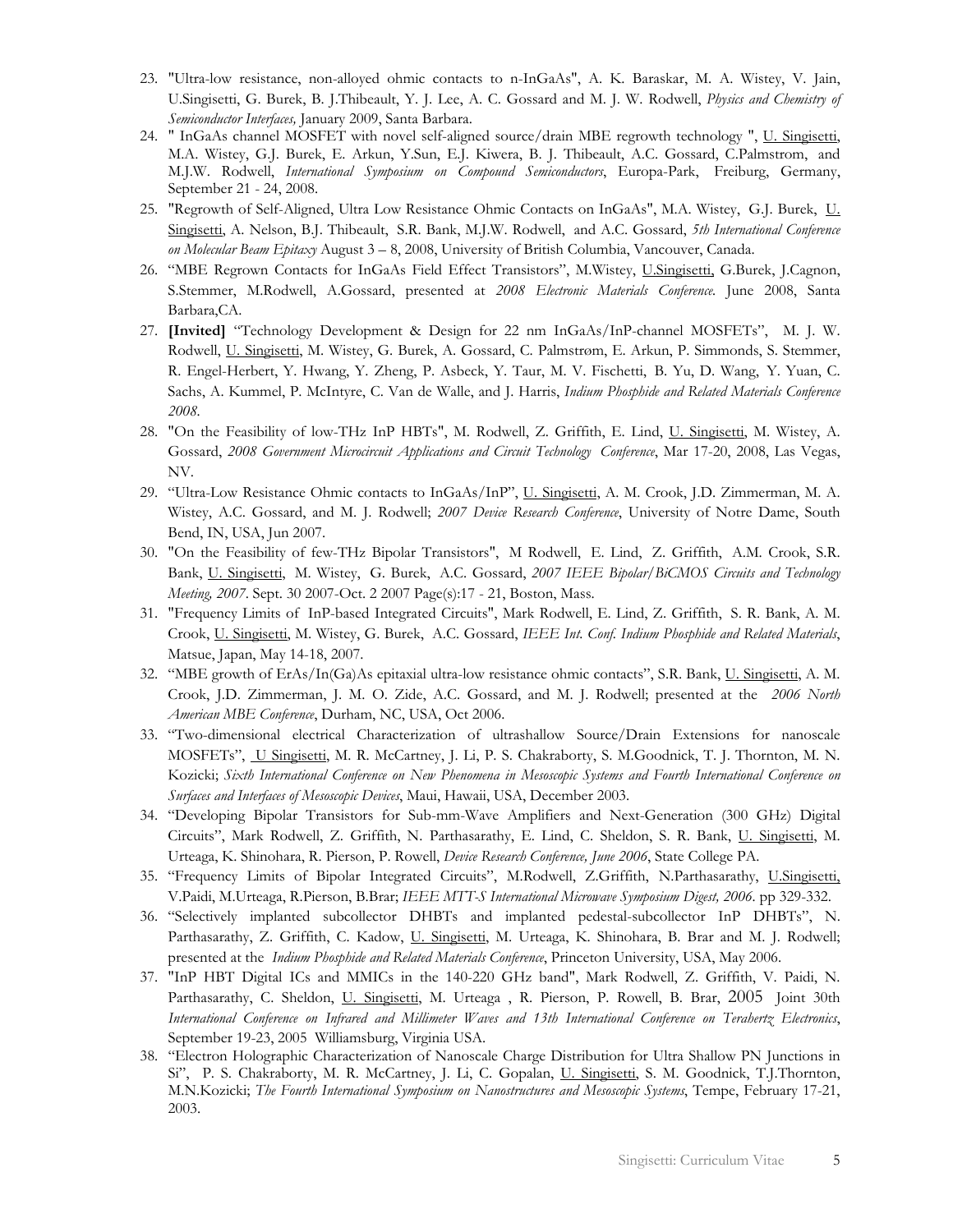23. "Ultra-low resistance, non-alloyed ohmic contacts to n-InGaAs", A. K. Baraskar, M. A. Wistey, V. Jain, U.Singisetti, G. Burek, B. J.Thibeault, Y. J. Lee, A. C. Gossard and M. J. W. Rodwell, *Physics and Chemistry of Semiconductor Interfaces,* January 2009, Santa Barbara.
24. " InGaAs channel MOSFET with novel self-aligned source/drain MBE regrowth technology ", U. Singisetti, M.A. Wistey, G.J. Burek, E. Arkun, Y.Sun, E.J. Kiwera, B. J. Thibeault, A.C. Gossard, C.Palmstrom, and M.J.W. Rodwell, *International Symposium on Compound Semiconductors*, Europa-Park, Freiburg, Germany, September 21 - 24, 2008.
25. "Regrowth of Self-Aligned, Ultra Low Resistance Ohmic Contacts on InGaAs", M.A. Wistey, G.J. Burek, U. Singisetti, A. Nelson, B.J. Thibeault, S.R. Bank, M.J.W. Rodwell, and A.C. Gossard, *5th International Conference on Molecular Beam Epitaxy* August 3 – 8, 2008, University of British Columbia, Vancouver, Canada.
26. "MBE Regrown Contacts for InGaAs Field Effect Transistors", M.Wistey, U.Singisetti, G.Burek, J.Cagnon, S.Stemmer, M.Rodwell, A.Gossard, presented at *2008 Electronic Materials Conference.* June 2008, Santa Barbara,CA.
27. **[Invited]** "Technology Development & Design for 22 nm InGaAs/InP-channel MOSFETs", M. J. W. Rodwell, U. Singisetti, M. Wistey, G. Burek, A. Gossard, C. Palmstrøm, E. Arkun, P. Simmonds, S. Stemmer, R. Engel-Herbert, Y. Hwang, Y. Zheng, P. Asbeck, Y. Taur, M. V. Fischetti, B. Yu, D. Wang, Y. Yuan, C. Sachs, A. Kummel, P. McIntyre, C. Van de Walle, and J. Harris, *Indium Phosphide and Related Materials Conference 2008.*
28. "On the Feasibility of low-THz InP HBTs", M. Rodwell, Z. Griffith, E. Lind, U. Singisetti, M. Wistey, A. Gossard, *2008 Government Microcircuit Applications and Circuit Technology Conference*, Mar 17-20, 2008, Las Vegas, NV.
29. "Ultra-Low Resistance Ohmic contacts to InGaAs/InP", U. Singisetti, A. M. Crook, J.D. Zimmerman, M. A. Wistey, A.C. Gossard, and M. J. Rodwell; *2007 Device Research Conference*, University of Notre Dame, South Bend, IN, USA, Jun 2007.
30. "On the Feasibility of few-THz Bipolar Transistors", M Rodwell, E. Lind, Z. Griffith, A.M. Crook, S.R. Bank, U. Singisetti, M. Wistey, G. Burek, A.C. Gossard, *2007 IEEE Bipolar/BiCMOS Circuits and Technology Meeting, 2007*. Sept. 30 2007-Oct. 2 2007 Page(s):17 - 21, Boston, Mass.
31. "Frequency Limits of InP-based Integrated Circuits", Mark Rodwell, E. Lind, Z. Griffith, S. R. Bank, A. M. Crook, U. Singisetti, M. Wistey, G. Burek, A.C. Gossard, *IEEE Int. Conf. Indium Phosphide and Related Materials*, Matsue, Japan, May 14-18, 2007.
32. "MBE growth of ErAs/In(Ga)As epitaxial ultra-low resistance ohmic contacts", S.R. Bank, U. Singisetti, A. M. Crook, J.D. Zimmerman, J. M. O. Zide, A.C. Gossard, and M. J. Rodwell; presented at the *2006 North American MBE Conference*, Durham, NC, USA, Oct 2006.
33. "Two-dimensional electrical Characterization of ultrashallow Source/Drain Extensions for nanoscale MOSFETs", U Singisetti, M. R. McCartney, J. Li, P. S. Chakraborty, S. M.Goodnick, T. J. Thornton, M. N. Kozicki; *Sixth International Conference on New Phenomena in Mesoscopic Systems and Fourth International Conference on Surfaces and Interfaces of Mesoscopic Devices*, Maui, Hawaii, USA, December 2003.
34. "Developing Bipolar Transistors for Sub-mm-Wave Amplifiers and Next-Generation (300 GHz) Digital Circuits", Mark Rodwell, Z. Griffith, N. Parthasarathy, E. Lind, C. Sheldon, S. R. Bank, U. Singisetti, M. Urteaga, K. Shinohara, R. Pierson, P. Rowell, *Device Research Conference, June 2006*, State College PA.
35. "Frequency Limits of Bipolar Integrated Circuits", M.Rodwell, Z.Griffith, N.Parthasarathy, U.Singisetti, V.Paidi, M.Urteaga, R.Pierson, B.Brar; *IEEE MTT-S International Microwave Symposium Digest, 2006*. pp 329-332.
36. "Selectively implanted subcollector DHBTs and implanted pedestal-subcollector InP DHBTs", N. Parthasarathy, Z. Griffith, C. Kadow, U. Singisetti, M. Urteaga, K. Shinohara, B. Brar and M. J. Rodwell; presented at the *Indium Phosphide and Related Materials Conference*, Princeton University, USA, May 2006.
37. "InP HBT Digital ICs and MMICs in the 140-220 GHz band", Mark Rodwell, Z. Griffith, V. Paidi, N. Parthasarathy, C. Sheldon, U. Singisetti, M. Urteaga , R. Pierson, P. Rowell, B. Brar, 2005 Joint 30th *International Conference on Infrared and Millimeter Waves and 13th International Conference on Terahertz Electronics*, September 19-23, 2005 Williamsburg, Virginia USA.
38. "Electron Holographic Characterization of Nanoscale Charge Distribution for Ultra Shallow PN Junctions in Si", P. S. Chakraborty, M. R. McCartney, J. Li, C. Gopalan, U. Singisetti, S. M. Goodnick, T.J.Thornton, M.N.Kozicki; *The Fourth International Symposium on Nanostructures and Mesoscopic Systems*, Tempe, February 17-21, 2003.